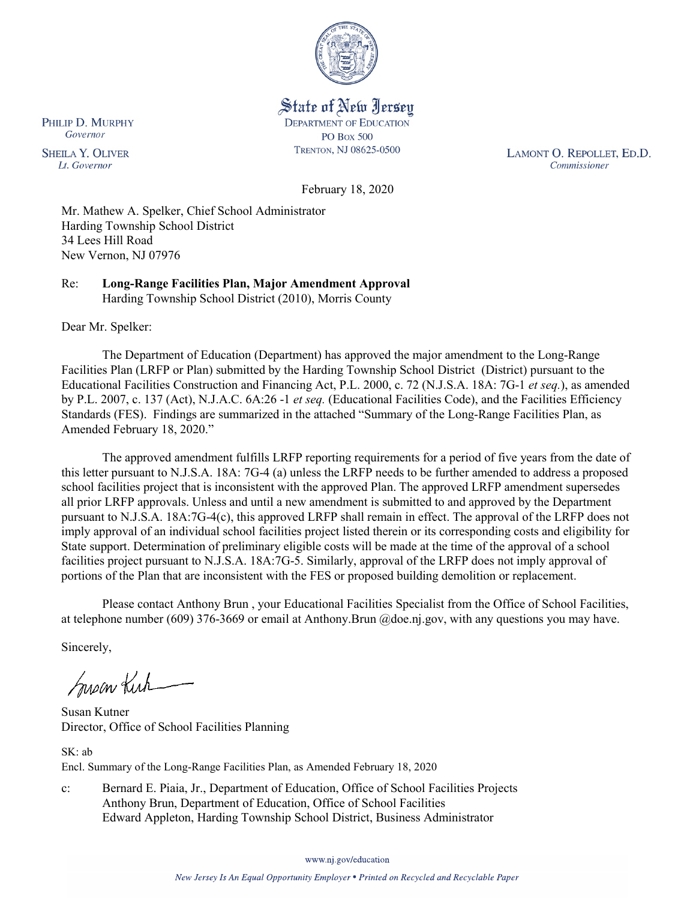State of New Jersey
DEPARTMENT OF EDUCATION
PO Box 500
TRENTON, NJ 08625-0500

PHILIP D. MURPHY
*Governor*

SHEILA Y. OLIVER
*Lt. Governor*

LAMONT O. REPOLLET, ED.D.
*Commissioner*

February 18, 2020

Mr. Mathew A. Spelker, Chief School Administrator
Harding Township School District
34 Lees Hill Road
New Vernon, NJ 07976

Re: **Long-Range Facilities Plan, Major Amendment Approval**
Harding Township School District (2010), Morris County

Dear Mr. Spelker:

The Department of Education (Department) has approved the major amendment to the Long-Range Facilities Plan (LRFP or Plan) submitted by the Harding Township School District (District) pursuant to the Educational Facilities Construction and Financing Act, P.L. 2000, c. 72 (N.J.S.A. 18A: 7G-1 *et seq.*), as amended by P.L. 2007, c. 137 (Act), N.J.A.C. 6A:26 -1 *et seq.* (Educational Facilities Code), and the Facilities Efficiency Standards (FES). Findings are summarized in the attached "Summary of the Long-Range Facilities Plan, as Amended February 18, 2020."

The approved amendment fulfills LRFP reporting requirements for a period of five years from the date of this letter pursuant to N.J.S.A. 18A: 7G-4 (a) unless the LRFP needs to be further amended to address a proposed school facilities project that is inconsistent with the approved Plan. The approved LRFP amendment supersedes all prior LRFP approvals. Unless and until a new amendment is submitted to and approved by the Department pursuant to N.J.S.A. 18A:7G-4(c), this approved LRFP shall remain in effect. The approval of the LRFP does not imply approval of an individual school facilities project listed therein or its corresponding costs and eligibility for State support. Determination of preliminary eligible costs will be made at the time of the approval of a school facilities project pursuant to N.J.S.A. 18A:7G-5. Similarly, approval of the LRFP does not imply approval of portions of the Plan that are inconsistent with the FES or proposed building demolition or replacement.

Please contact Anthony Brun , your Educational Facilities Specialist from the Office of School Facilities, at telephone number (609) 376-3669 or email at Anthony.Brun @doe.nj.gov, with any questions you may have.

Sincerely,

Susan Kutner
Director, Office of School Facilities Planning

SK: ab
Encl. Summary of the Long-Range Facilities Plan, as Amended February 18, 2020

c: Bernard E. Piaia, Jr., Department of Education, Office of School Facilities Projects
Anthony Brun, Department of Education, Office of School Facilities
Edward Appleton, Harding Township School District, Business Administrator

www.nj.gov/education

*New Jersey Is An Equal Opportunity Employer • Printed on Recycled and Recyclable Paper*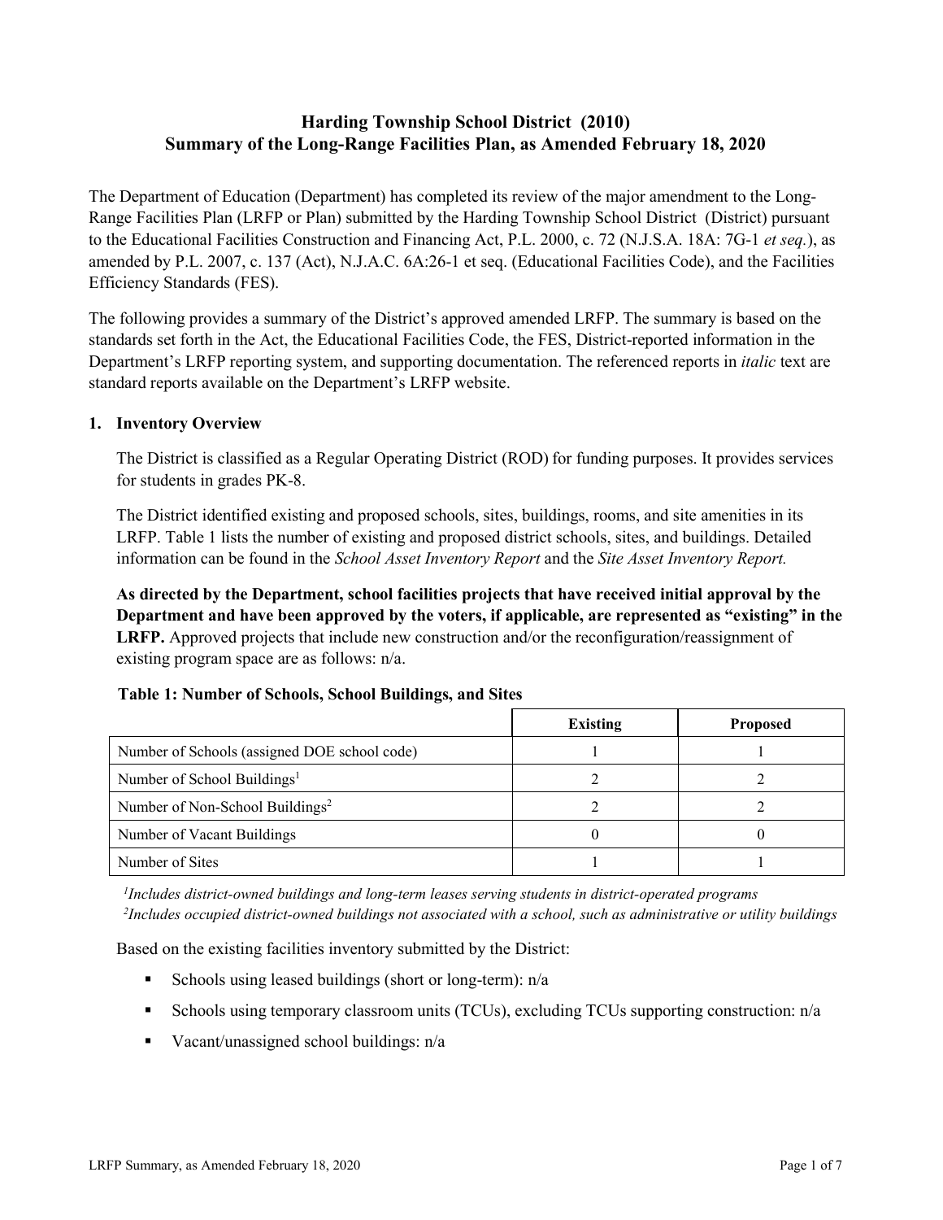# Harding Township School District (2010)
# Summary of the Long-Range Facilities Plan, as Amended February 18, 2020

The Department of Education (Department) has completed its review of the major amendment to the Long-Range Facilities Plan (LRFP or Plan) submitted by the Harding Township School District (District) pursuant to the Educational Facilities Construction and Financing Act, P.L. 2000, c. 72 (N.J.S.A. 18A: 7G-1 *et seq.*), as amended by P.L. 2007, c. 137 (Act), N.J.A.C. 6A:26-1 et seq. (Educational Facilities Code), and the Facilities Efficiency Standards (FES).

The following provides a summary of the District's approved amended LRFP. The summary is based on the standards set forth in the Act, the Educational Facilities Code, the FES, District-reported information in the Department's LRFP reporting system, and supporting documentation. The referenced reports in *italic* text are standard reports available on the Department's LRFP website.

## 1. Inventory Overview

The District is classified as a Regular Operating District (ROD) for funding purposes. It provides services for students in grades PK-8.

The District identified existing and proposed schools, sites, buildings, rooms, and site amenities in its LRFP. Table 1 lists the number of existing and proposed district schools, sites, and buildings. Detailed information can be found in the *School Asset Inventory Report* and the *Site Asset Inventory Report.*

**As directed by the Department, school facilities projects that have received initial approval by the Department and have been approved by the voters, if applicable, are represented as "existing" in the LRFP.** Approved projects that include new construction and/or the reconfiguration/reassignment of existing program space are as follows: n/a.

**Table 1: Number of Schools, School Buildings, and Sites**

| | Existing | Proposed |
|---|---|---|
| Number of Schools (assigned DOE school code) | 1 | 1 |
| Number of School Buildings[1] | 2 | 2 |
| Number of Non-School Buildings[2] | 2 | 2 |
| Number of Vacant Buildings | 0 | 0 |
| Number of Sites | 1 | 1 |

*[1]Includes district-owned buildings and long-term leases serving students in district-operated programs*
*[2]Includes occupied district-owned buildings not associated with a school, such as administrative or utility buildings*

Based on the existing facilities inventory submitted by the District:

- Schools using leased buildings (short or long-term): n/a
- Schools using temporary classroom units (TCUs), excluding TCUs supporting construction: n/a
- Vacant/unassigned school buildings: n/a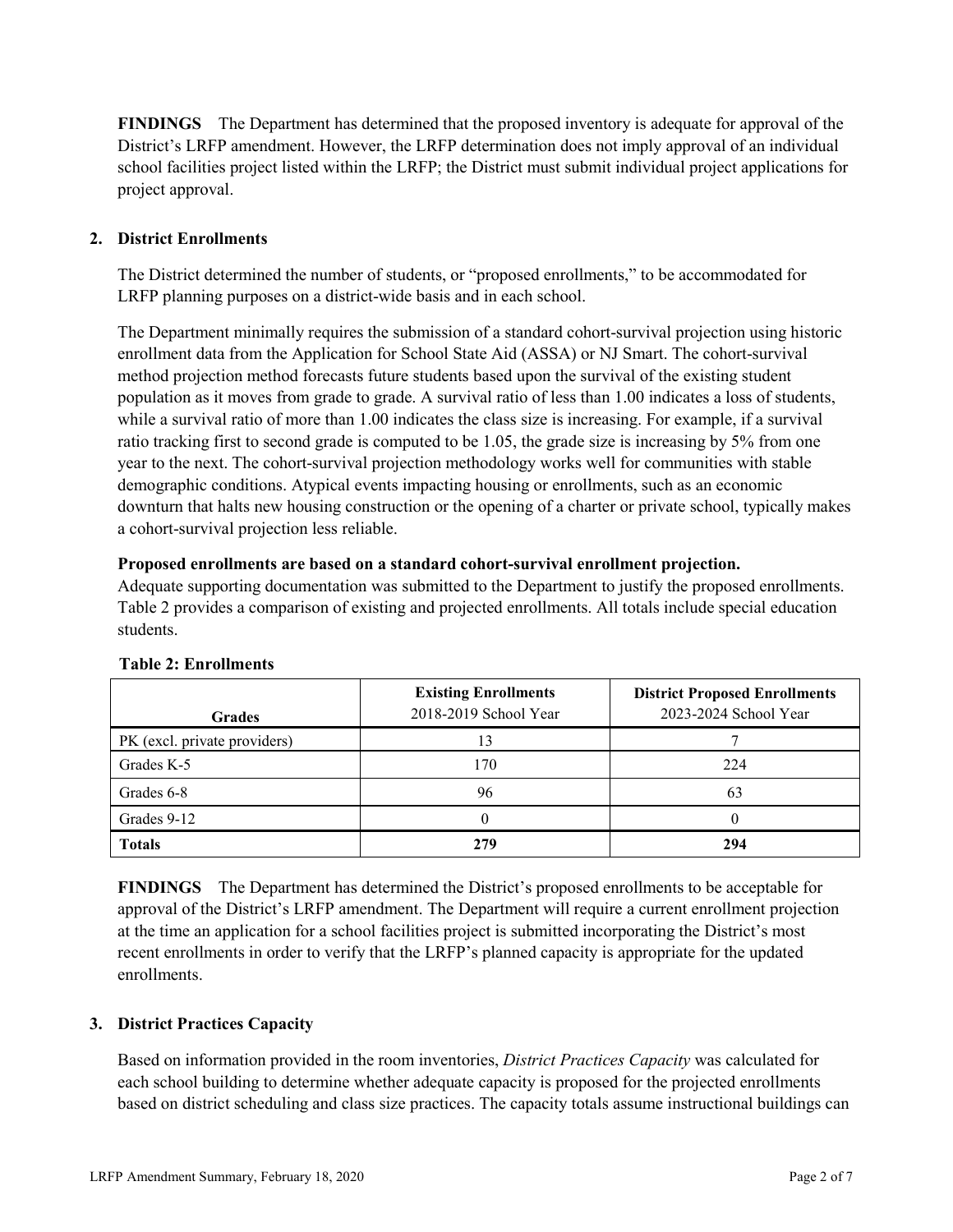**FINDINGS** The Department has determined that the proposed inventory is adequate for approval of the District's LRFP amendment. However, the LRFP determination does not imply approval of an individual school facilities project listed within the LRFP; the District must submit individual project applications for project approval.

## 2. District Enrollments

The District determined the number of students, or "proposed enrollments," to be accommodated for LRFP planning purposes on a district-wide basis and in each school.

The Department minimally requires the submission of a standard cohort-survival projection using historic enrollment data from the Application for School State Aid (ASSA) or NJ Smart. The cohort-survival method projection method forecasts future students based upon the survival of the existing student population as it moves from grade to grade. A survival ratio of less than 1.00 indicates a loss of students, while a survival ratio of more than 1.00 indicates the class size is increasing. For example, if a survival ratio tracking first to second grade is computed to be 1.05, the grade size is increasing by 5% from one year to the next. The cohort-survival projection methodology works well for communities with stable demographic conditions. Atypical events impacting housing or enrollments, such as an economic downturn that halts new housing construction or the opening of a charter or private school, typically makes a cohort-survival projection less reliable.

**Proposed enrollments are based on a standard cohort-survival enrollment projection.**
Adequate supporting documentation was submitted to the Department to justify the proposed enrollments. Table 2 provides a comparison of existing and projected enrollments. All totals include special education students.

**Table 2: Enrollments**

| Grades | **Existing Enrollments** 2018-2019 School Year | **District Proposed Enrollments** 2023-2024 School Year |
|---|---|---|
| PK (excl. private providers) | 13 | 7 |
| Grades K-5 | 170 | 224 |
| Grades 6-8 | 96 | 63 |
| Grades 9-12 | 0 | 0 |
| **Totals** | **279** | **294** |

**FINDINGS** The Department has determined the District's proposed enrollments to be acceptable for approval of the District's LRFP amendment. The Department will require a current enrollment projection at the time an application for a school facilities project is submitted incorporating the District's most recent enrollments in order to verify that the LRFP's planned capacity is appropriate for the updated enrollments.

## 3. District Practices Capacity

Based on information provided in the room inventories, *District Practices Capacity* was calculated for each school building to determine whether adequate capacity is proposed for the projected enrollments based on district scheduling and class size practices. The capacity totals assume instructional buildings can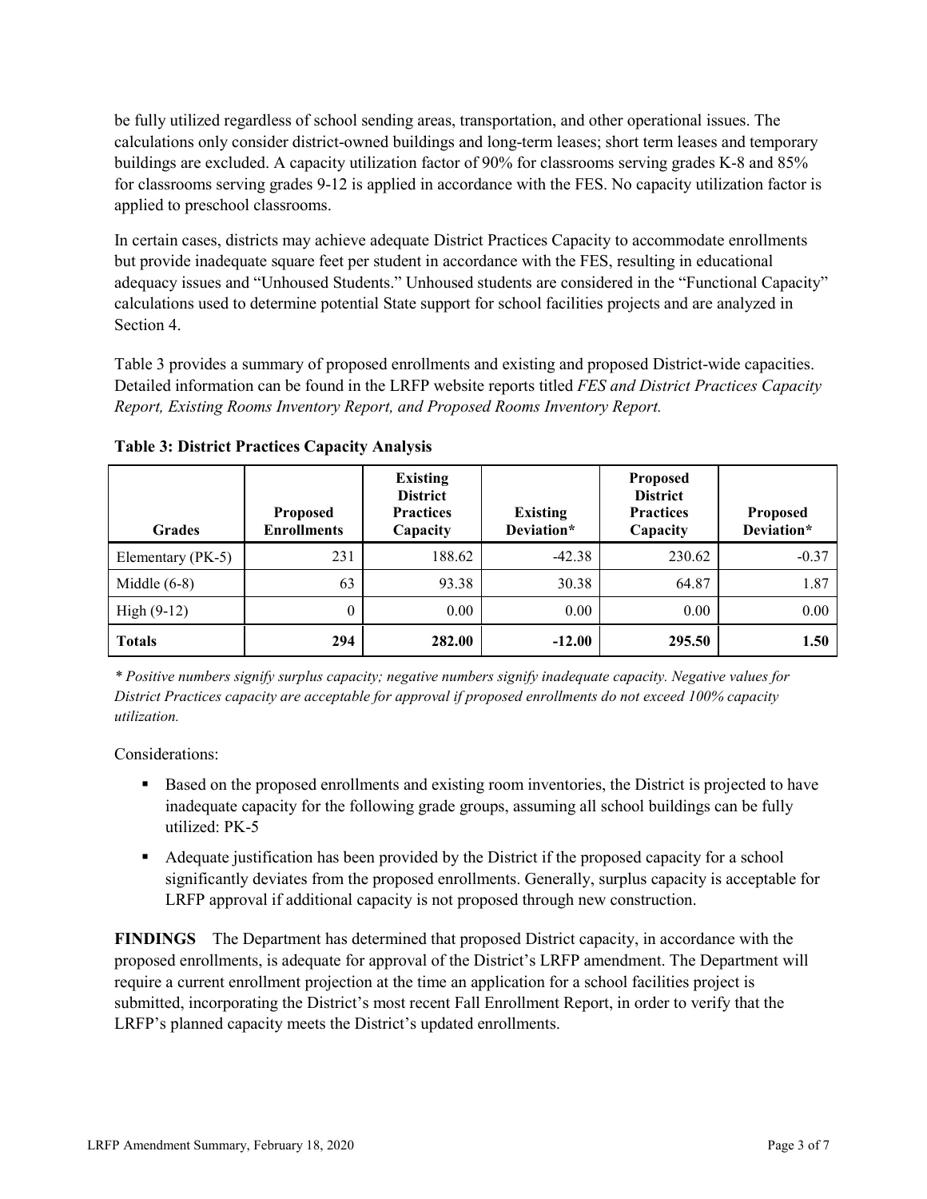be fully utilized regardless of school sending areas, transportation, and other operational issues. The calculations only consider district-owned buildings and long-term leases; short term leases and temporary buildings are excluded. A capacity utilization factor of 90% for classrooms serving grades K-8 and 85% for classrooms serving grades 9-12 is applied in accordance with the FES. No capacity utilization factor is applied to preschool classrooms.

In certain cases, districts may achieve adequate District Practices Capacity to accommodate enrollments but provide inadequate square feet per student in accordance with the FES, resulting in educational adequacy issues and "Unhoused Students." Unhoused students are considered in the "Functional Capacity" calculations used to determine potential State support for school facilities projects and are analyzed in Section 4.

Table 3 provides a summary of proposed enrollments and existing and proposed District-wide capacities. Detailed information can be found in the LRFP website reports titled *FES and District Practices Capacity Report, Existing Rooms Inventory Report, and Proposed Rooms Inventory Report.*

**Table 3: District Practices Capacity Analysis**

| Grades | Proposed Enrollments | Existing District Practices Capacity | Existing Deviation* | Proposed District Practices Capacity | Proposed Deviation* |
|---|---|---|---|---|---|
| Elementary (PK-5) | 231 | 188.62 | -42.38 | 230.62 | -0.37 |
| Middle (6-8) | 63 | 93.38 | 30.38 | 64.87 | 1.87 |
| High (9-12) | 0 | 0.00 | 0.00 | 0.00 | 0.00 |
| **Totals** | **294** | **282.00** | **-12.00** | **295.50** | **1.50** |

*\* Positive numbers signify surplus capacity; negative numbers signify inadequate capacity. Negative values for District Practices capacity are acceptable for approval if proposed enrollments do not exceed 100% capacity utilization.*

Considerations:

- Based on the proposed enrollments and existing room inventories, the District is projected to have inadequate capacity for the following grade groups, assuming all school buildings can be fully utilized: PK-5
- Adequate justification has been provided by the District if the proposed capacity for a school significantly deviates from the proposed enrollments. Generally, surplus capacity is acceptable for LRFP approval if additional capacity is not proposed through new construction.

**FINDINGS** The Department has determined that proposed District capacity, in accordance with the proposed enrollments, is adequate for approval of the District's LRFP amendment. The Department will require a current enrollment projection at the time an application for a school facilities project is submitted, incorporating the District's most recent Fall Enrollment Report, in order to verify that the LRFP's planned capacity meets the District's updated enrollments.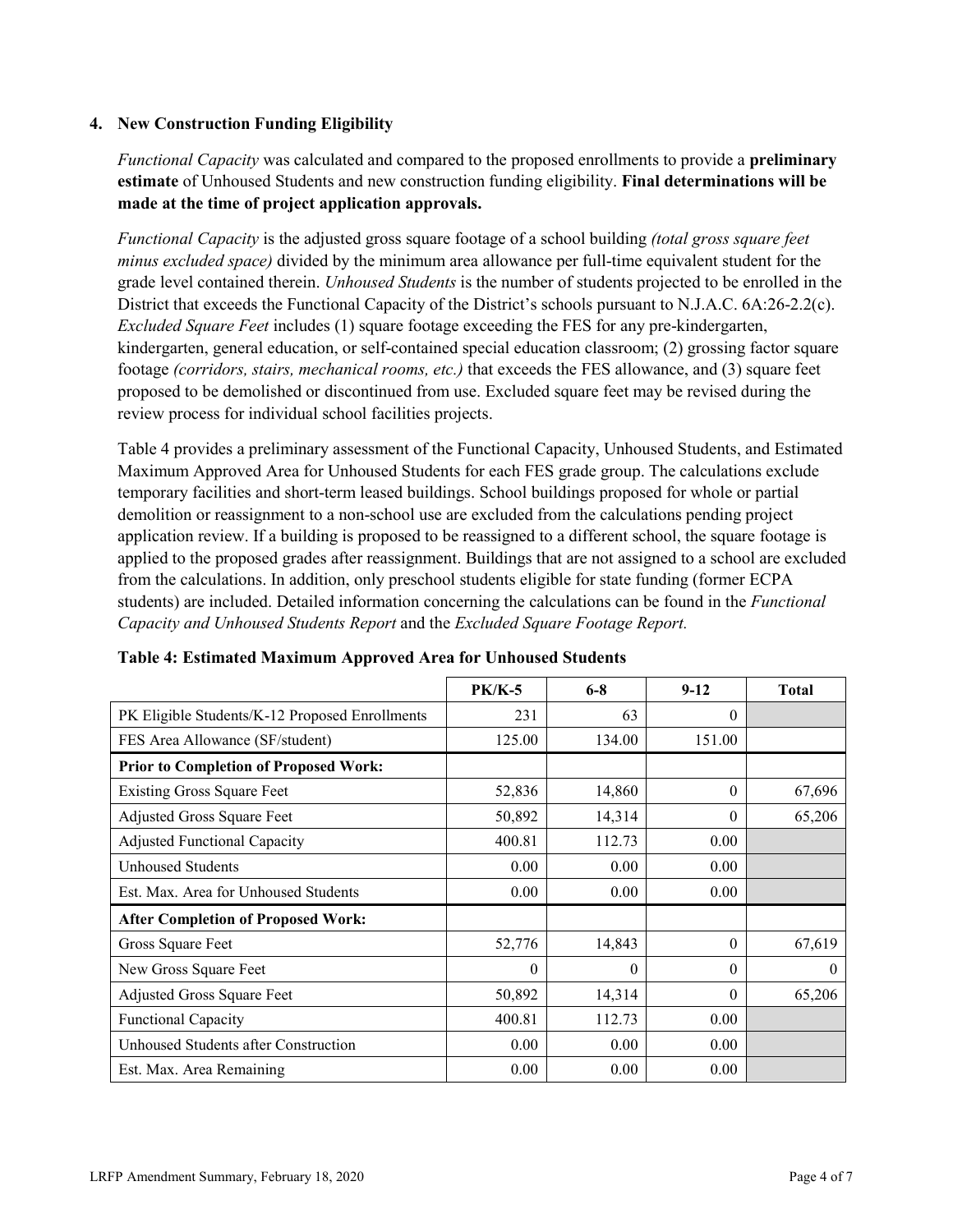### 4. New Construction Funding Eligibility

*Functional Capacity* was calculated and compared to the proposed enrollments to provide a **preliminary estimate** of Unhoused Students and new construction funding eligibility. **Final determinations will be made at the time of project application approvals.**

*Functional Capacity* is the adjusted gross square footage of a school building *(total gross square feet minus excluded space)* divided by the minimum area allowance per full-time equivalent student for the grade level contained therein. *Unhoused Students* is the number of students projected to be enrolled in the District that exceeds the Functional Capacity of the District's schools pursuant to N.J.A.C. 6A:26-2.2(c). *Excluded Square Feet* includes (1) square footage exceeding the FES for any pre-kindergarten, kindergarten, general education, or self-contained special education classroom; (2) grossing factor square footage *(corridors, stairs, mechanical rooms, etc.)* that exceeds the FES allowance, and (3) square feet proposed to be demolished or discontinued from use. Excluded square feet may be revised during the review process for individual school facilities projects.

Table 4 provides a preliminary assessment of the Functional Capacity, Unhoused Students, and Estimated Maximum Approved Area for Unhoused Students for each FES grade group. The calculations exclude temporary facilities and short-term leased buildings. School buildings proposed for whole or partial demolition or reassignment to a non-school use are excluded from the calculations pending project application review. If a building is proposed to be reassigned to a different school, the square footage is applied to the proposed grades after reassignment. Buildings that are not assigned to a school are excluded from the calculations. In addition, only preschool students eligible for state funding (former ECPA students) are included. Detailed information concerning the calculations can be found in the *Functional Capacity and Unhoused Students Report* and the *Excluded Square Footage Report.*

**Table 4: Estimated Maximum Approved Area for Unhoused Students**

| | PK/K-5 | 6-8 | 9-12 | Total |
|---|---|---|---|---|
| PK Eligible Students/K-12 Proposed Enrollments | 231 | 63 | 0 | |
| FES Area Allowance (SF/student) | 125.00 | 134.00 | 151.00 | |
| **Prior to Completion of Proposed Work:** | | | | |
| Existing Gross Square Feet | 52,836 | 14,860 | 0 | 67,696 |
| Adjusted Gross Square Feet | 50,892 | 14,314 | 0 | 65,206 |
| Adjusted Functional Capacity | 400.81 | 112.73 | 0.00 | |
| Unhoused Students | 0.00 | 0.00 | 0.00 | |
| Est. Max. Area for Unhoused Students | 0.00 | 0.00 | 0.00 | |
| **After Completion of Proposed Work:** | | | | |
| Gross Square Feet | 52,776 | 14,843 | 0 | 67,619 |
| New Gross Square Feet | 0 | 0 | 0 | 0 |
| Adjusted Gross Square Feet | 50,892 | 14,314 | 0 | 65,206 |
| Functional Capacity | 400.81 | 112.73 | 0.00 | |
| Unhoused Students after Construction | 0.00 | 0.00 | 0.00 | |
| Est. Max. Area Remaining | 0.00 | 0.00 | 0.00 | |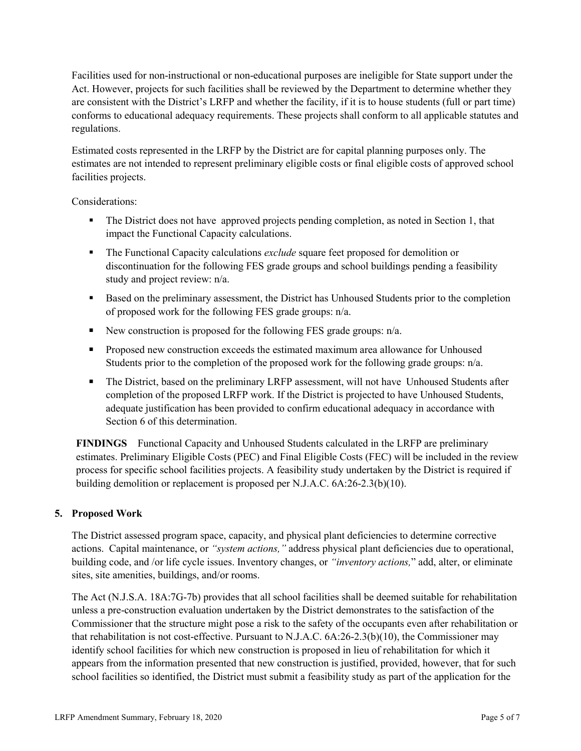Facilities used for non-instructional or non-educational purposes are ineligible for State support under the Act. However, projects for such facilities shall be reviewed by the Department to determine whether they are consistent with the District's LRFP and whether the facility, if it is to house students (full or part time) conforms to educational adequacy requirements. These projects shall conform to all applicable statutes and regulations.

Estimated costs represented in the LRFP by the District are for capital planning purposes only. The estimates are not intended to represent preliminary eligible costs or final eligible costs of approved school facilities projects.

Considerations:

- The District does not have approved projects pending completion, as noted in Section 1, that impact the Functional Capacity calculations.
- The Functional Capacity calculations *exclude* square feet proposed for demolition or discontinuation for the following FES grade groups and school buildings pending a feasibility study and project review: n/a.
- Based on the preliminary assessment, the District has Unhoused Students prior to the completion of proposed work for the following FES grade groups: n/a.
- New construction is proposed for the following FES grade groups: n/a.
- Proposed new construction exceeds the estimated maximum area allowance for Unhoused Students prior to the completion of the proposed work for the following grade groups: n/a.
- The District, based on the preliminary LRFP assessment, will not have Unhoused Students after completion of the proposed LRFP work. If the District is projected to have Unhoused Students, adequate justification has been provided to confirm educational adequacy in accordance with Section 6 of this determination.

**FINDINGS** Functional Capacity and Unhoused Students calculated in the LRFP are preliminary estimates. Preliminary Eligible Costs (PEC) and Final Eligible Costs (FEC) will be included in the review process for specific school facilities projects. A feasibility study undertaken by the District is required if building demolition or replacement is proposed per N.J.A.C. 6A:26-2.3(b)(10).

## 5. Proposed Work

The District assessed program space, capacity, and physical plant deficiencies to determine corrective actions. Capital maintenance, or *"system actions,"* address physical plant deficiencies due to operational, building code, and /or life cycle issues. Inventory changes, or *"inventory actions,"* add, alter, or eliminate sites, site amenities, buildings, and/or rooms.

The Act (N.J.S.A. 18A:7G-7b) provides that all school facilities shall be deemed suitable for rehabilitation unless a pre-construction evaluation undertaken by the District demonstrates to the satisfaction of the Commissioner that the structure might pose a risk to the safety of the occupants even after rehabilitation or that rehabilitation is not cost-effective. Pursuant to N.J.A.C. 6A:26-2.3(b)(10), the Commissioner may identify school facilities for which new construction is proposed in lieu of rehabilitation for which it appears from the information presented that new construction is justified, provided, however, that for such school facilities so identified, the District must submit a feasibility study as part of the application for the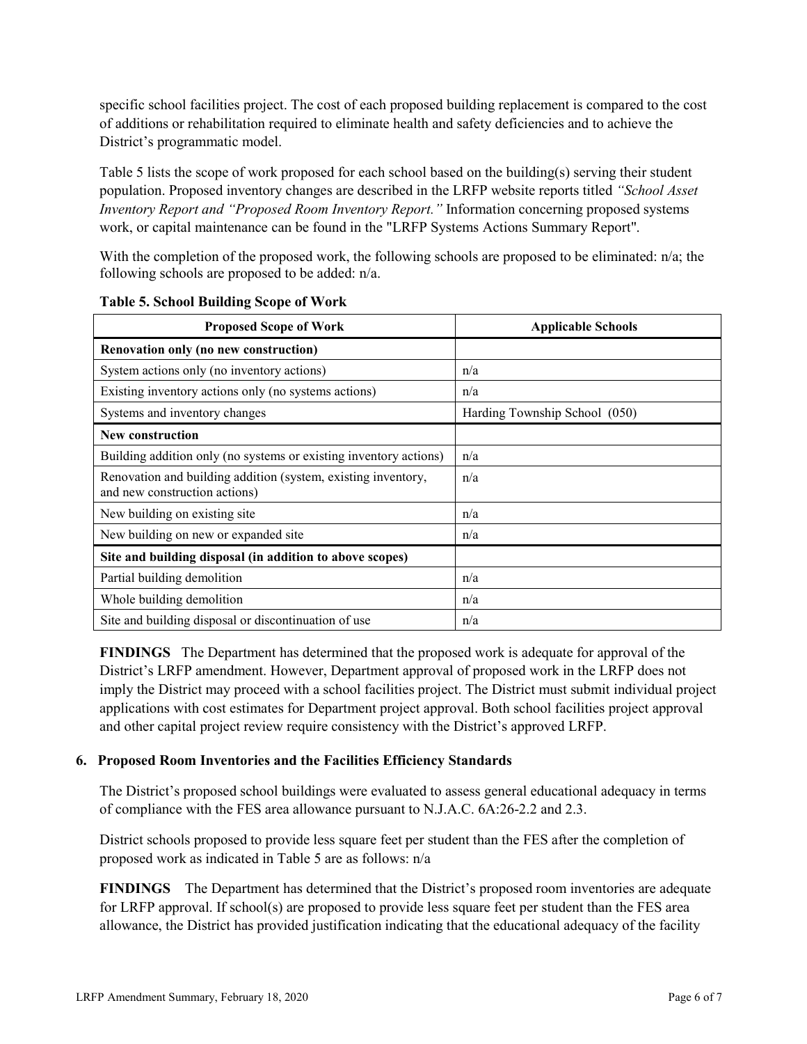specific school facilities project. The cost of each proposed building replacement is compared to the cost of additions or rehabilitation required to eliminate health and safety deficiencies and to achieve the District's programmatic model.

Table 5 lists the scope of work proposed for each school based on the building(s) serving their student population. Proposed inventory changes are described in the LRFP website reports titled *"School Asset Inventory Report and "Proposed Room Inventory Report."* Information concerning proposed systems work, or capital maintenance can be found in the "LRFP Systems Actions Summary Report".

With the completion of the proposed work, the following schools are proposed to be eliminated: n/a; the following schools are proposed to be added: n/a.

**Table 5. School Building Scope of Work**

| Proposed Scope of Work | Applicable Schools |
|---|---|
| **Renovation only (no new construction)** | |
| System actions only (no inventory actions) | n/a |
| Existing inventory actions only (no systems actions) | n/a |
| Systems and inventory changes | Harding Township School (050) |
| **New construction** | |
| Building addition only (no systems or existing inventory actions) | n/a |
| Renovation and building addition (system, existing inventory, and new construction actions) | n/a |
| New building on existing site | n/a |
| New building on new or expanded site | n/a |
| **Site and building disposal (in addition to above scopes)** | |
| Partial building demolition | n/a |
| Whole building demolition | n/a |
| Site and building disposal or discontinuation of use | n/a |

**FINDINGS** The Department has determined that the proposed work is adequate for approval of the District's LRFP amendment. However, Department approval of proposed work in the LRFP does not imply the District may proceed with a school facilities project. The District must submit individual project applications with cost estimates for Department project approval. Both school facilities project approval and other capital project review require consistency with the District's approved LRFP.

### 6. Proposed Room Inventories and the Facilities Efficiency Standards

The District's proposed school buildings were evaluated to assess general educational adequacy in terms of compliance with the FES area allowance pursuant to N.J.A.C. 6A:26-2.2 and 2.3.

District schools proposed to provide less square feet per student than the FES after the completion of proposed work as indicated in Table 5 are as follows: n/a

**FINDINGS** The Department has determined that the District's proposed room inventories are adequate for LRFP approval. If school(s) are proposed to provide less square feet per student than the FES area allowance, the District has provided justification indicating that the educational adequacy of the facility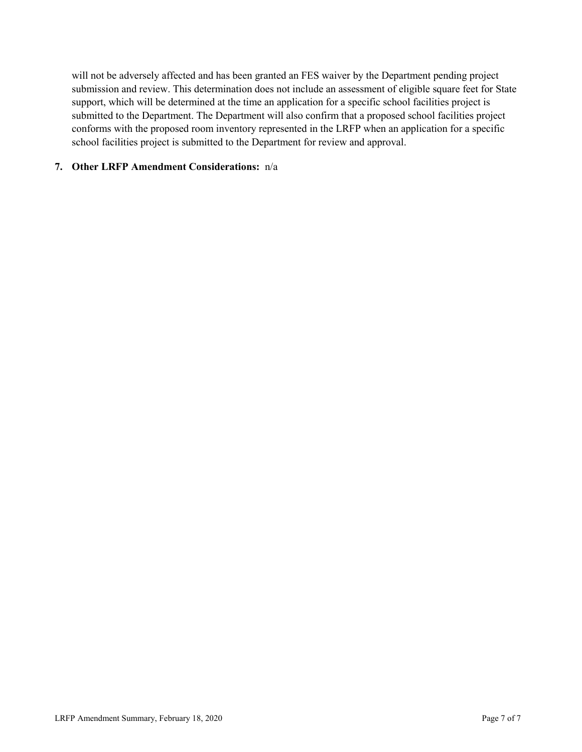will not be adversely affected and has been granted an FES waiver by the Department pending project submission and review. This determination does not include an assessment of eligible square feet for State support, which will be determined at the time an application for a specific school facilities project is submitted to the Department. The Department will also confirm that a proposed school facilities project conforms with the proposed room inventory represented in the LRFP when an application for a specific school facilities project is submitted to the Department for review and approval.

7. **Other LRFP Amendment Considerations:** n/a